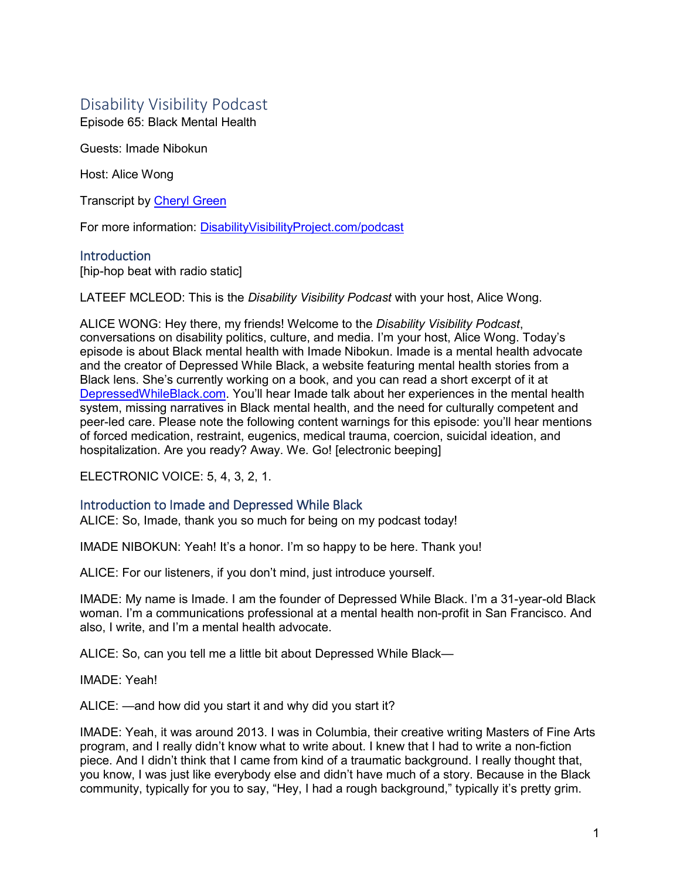# Disability Visibility Podcast

Episode 65: Black Mental Health

Guests: Imade Nibokun

Host: Alice Wong

Transcript by [Cheryl Green](#)

For more information: [DisabilityVisibilityProject.com/podcast](#)

## Introduction

[hip-hop beat with radio static]

LATEEF MCLEOD: This is the *Disability Visibility Podcast* with your host, Alice Wong.

ALICE WONG: Hey there, my friends! Welcome to the *Disability Visibility Podcast*, conversations on disability politics, culture, and media. I'm your host, Alice Wong. Today's episode is about Black mental health with Imade Nibokun. Imade is a mental health advocate and the creator of Depressed While Black, a website featuring mental health stories from a Black lens. She's currently working on a book, and you can read a short excerpt of it at [DepressedWhileBlack.com](#). You'll hear Imade talk about her experiences in the mental health system, missing narratives in Black mental health, and the need for culturally competent and peer-led care. Please note the following content warnings for this episode: you'll hear mentions of forced medication, restraint, eugenics, medical trauma, coercion, suicidal ideation, and hospitalization. Are you ready? Away. We. Go! [electronic beeping]

ELECTRONIC VOICE: 5, 4, 3, 2, 1.

## Introduction to Imade and Depressed While Black

ALICE: So, Imade, thank you so much for being on my podcast today!

IMADE NIBOKUN: Yeah! It's a honor. I'm so happy to be here. Thank you!

ALICE: For our listeners, if you don't mind, just introduce yourself.

IMADE: My name is Imade. I am the founder of Depressed While Black. I'm a 31-year-old Black woman. I'm a communications professional at a mental health non-profit in San Francisco. And also, I write, and I'm a mental health advocate.

ALICE: So, can you tell me a little bit about Depressed While Black—

IMADE: Yeah!

ALICE: —and how did you start it and why did you start it?

IMADE: Yeah, it was around 2013. I was in Columbia, their creative writing Masters of Fine Arts program, and I really didn't know what to write about. I knew that I had to write a non-fiction piece. And I didn't think that I came from kind of a traumatic background. I really thought that, you know, I was just like everybody else and didn't have much of a story. Because in the Black community, typically for you to say, "Hey, I had a rough background," typically it's pretty grim.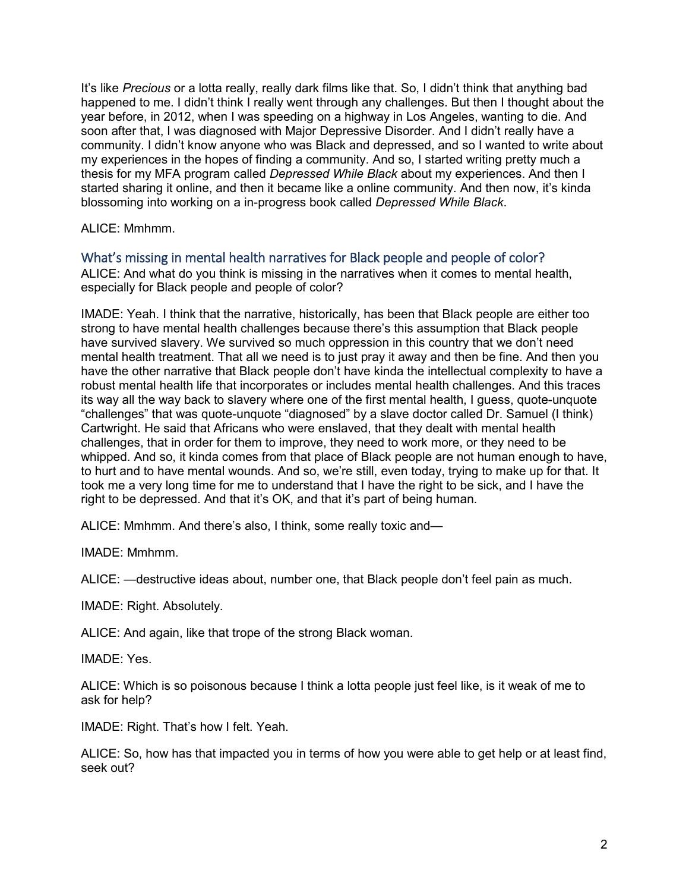It's like *Precious* or a lotta really, really dark films like that. So, I didn't think that anything bad happened to me. I didn't think I really went through any challenges. But then I thought about the year before, in 2012, when I was speeding on a highway in Los Angeles, wanting to die. And soon after that, I was diagnosed with Major Depressive Disorder. And I didn't really have a community. I didn't know anyone who was Black and depressed, and so I wanted to write about my experiences in the hopes of finding a community. And so, I started writing pretty much a thesis for my MFA program called *Depressed While Black* about my experiences. And then I started sharing it online, and then it became like a online community. And then now, it's kinda blossoming into working on a in-progress book called *Depressed While Black*.

ALICE: Mmhmm.

## What's missing in mental health narratives for Black people and people of color?

ALICE: And what do you think is missing in the narratives when it comes to mental health, especially for Black people and people of color?

IMADE: Yeah. I think that the narrative, historically, has been that Black people are either too strong to have mental health challenges because there's this assumption that Black people have survived slavery. We survived so much oppression in this country that we don't need mental health treatment. That all we need is to just pray it away and then be fine. And then you have the other narrative that Black people don't have kinda the intellectual complexity to have a robust mental health life that incorporates or includes mental health challenges. And this traces its way all the way back to slavery where one of the first mental health, I guess, quote-unquote "challenges" that was quote-unquote "diagnosed" by a slave doctor called Dr. Samuel (I think) Cartwright. He said that Africans who were enslaved, that they dealt with mental health challenges, that in order for them to improve, they need to work more, or they need to be whipped. And so, it kinda comes from that place of Black people are not human enough to have, to hurt and to have mental wounds. And so, we're still, even today, trying to make up for that. It took me a very long time for me to understand that I have the right to be sick, and I have the right to be depressed. And that it's OK, and that it's part of being human.

ALICE: Mmhmm. And there's also, I think, some really toxic and—

IMADE: Mmhmm.

ALICE: —destructive ideas about, number one, that Black people don't feel pain as much.

IMADE: Right. Absolutely.

ALICE: And again, like that trope of the strong Black woman.

IMADE: Yes.

ALICE: Which is so poisonous because I think a lotta people just feel like, is it weak of me to ask for help?

IMADE: Right. That's how I felt. Yeah.

ALICE: So, how has that impacted you in terms of how you were able to get help or at least find, seek out?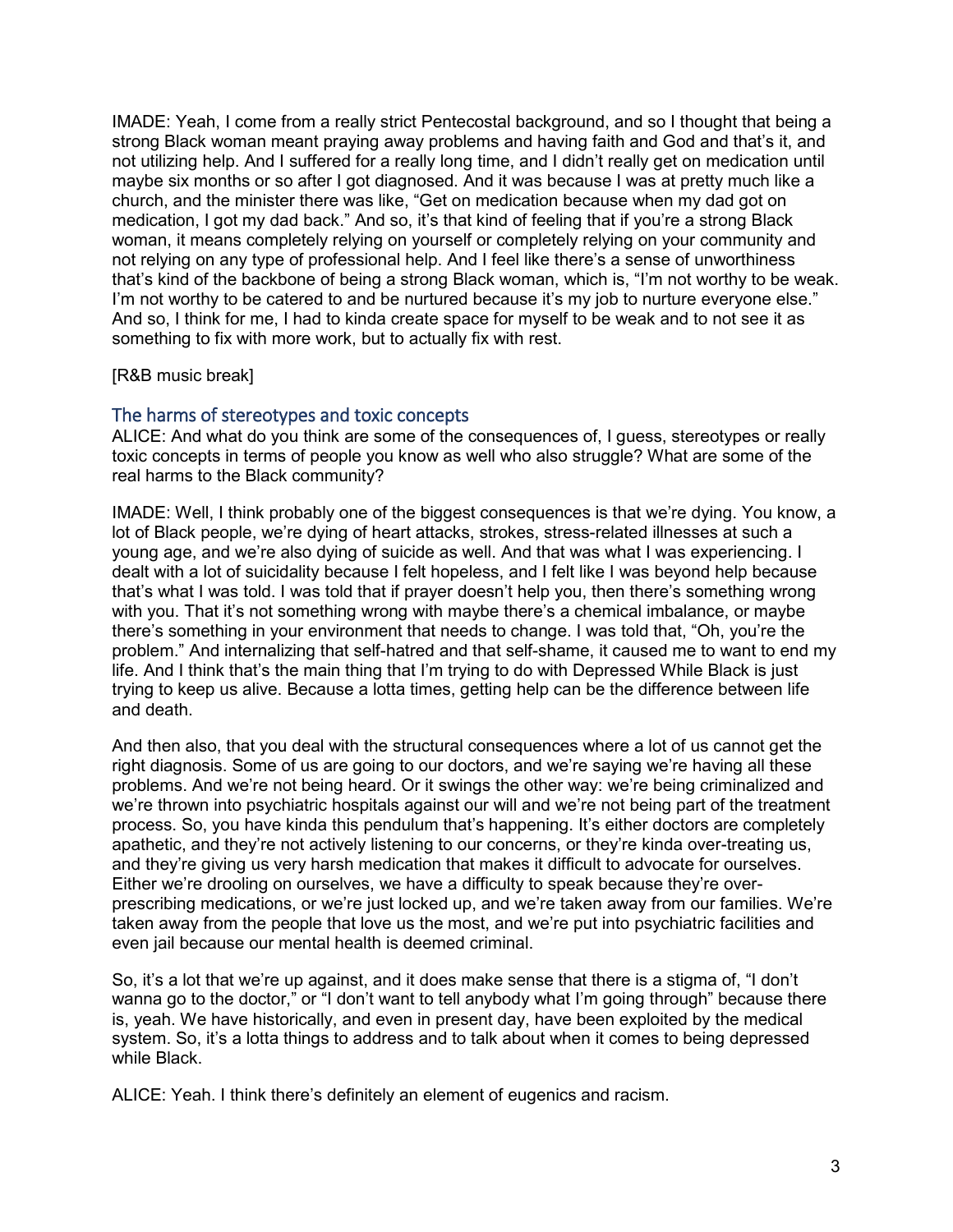IMADE: Yeah, I come from a really strict Pentecostal background, and so I thought that being a strong Black woman meant praying away problems and having faith and God and that's it, and not utilizing help. And I suffered for a really long time, and I didn't really get on medication until maybe six months or so after I got diagnosed. And it was because I was at pretty much like a church, and the minister there was like, "Get on medication because when my dad got on medication, I got my dad back." And so, it's that kind of feeling that if you're a strong Black woman, it means completely relying on yourself or completely relying on your community and not relying on any type of professional help. And I feel like there's a sense of unworthiness that's kind of the backbone of being a strong Black woman, which is, "I'm not worthy to be weak. I'm not worthy to be catered to and be nurtured because it's my job to nurture everyone else." And so, I think for me, I had to kinda create space for myself to be weak and to not see it as something to fix with more work, but to actually fix with rest.

[R&B music break]

## The harms of stereotypes and toxic concepts

ALICE: And what do you think are some of the consequences of, I guess, stereotypes or really toxic concepts in terms of people you know as well who also struggle? What are some of the real harms to the Black community?

IMADE: Well, I think probably one of the biggest consequences is that we're dying. You know, a lot of Black people, we're dying of heart attacks, strokes, stress-related illnesses at such a young age, and we're also dying of suicide as well. And that was what I was experiencing. I dealt with a lot of suicidality because I felt hopeless, and I felt like I was beyond help because that's what I was told. I was told that if prayer doesn't help you, then there's something wrong with you. That it's not something wrong with maybe there's a chemical imbalance, or maybe there's something in your environment that needs to change. I was told that, "Oh, you're the problem." And internalizing that self-hatred and that self-shame, it caused me to want to end my life. And I think that's the main thing that I'm trying to do with Depressed While Black is just trying to keep us alive. Because a lotta times, getting help can be the difference between life and death.

And then also, that you deal with the structural consequences where a lot of us cannot get the right diagnosis. Some of us are going to our doctors, and we're saying we're having all these problems. And we're not being heard. Or it swings the other way: we're being criminalized and we're thrown into psychiatric hospitals against our will and we're not being part of the treatment process. So, you have kinda this pendulum that's happening. It's either doctors are completely apathetic, and they're not actively listening to our concerns, or they're kinda over-treating us, and they're giving us very harsh medication that makes it difficult to advocate for ourselves. Either we're drooling on ourselves, we have a difficulty to speak because they're over-prescribing medications, or we're just locked up, and we're taken away from our families. We're taken away from the people that love us the most, and we're put into psychiatric facilities and even jail because our mental health is deemed criminal.

So, it's a lot that we're up against, and it does make sense that there is a stigma of, "I don't wanna go to the doctor," or "I don't want to tell anybody what I'm going through" because there is, yeah. We have historically, and even in present day, have been exploited by the medical system. So, it's a lotta things to address and to talk about when it comes to being depressed while Black.

ALICE: Yeah. I think there's definitely an element of eugenics and racism.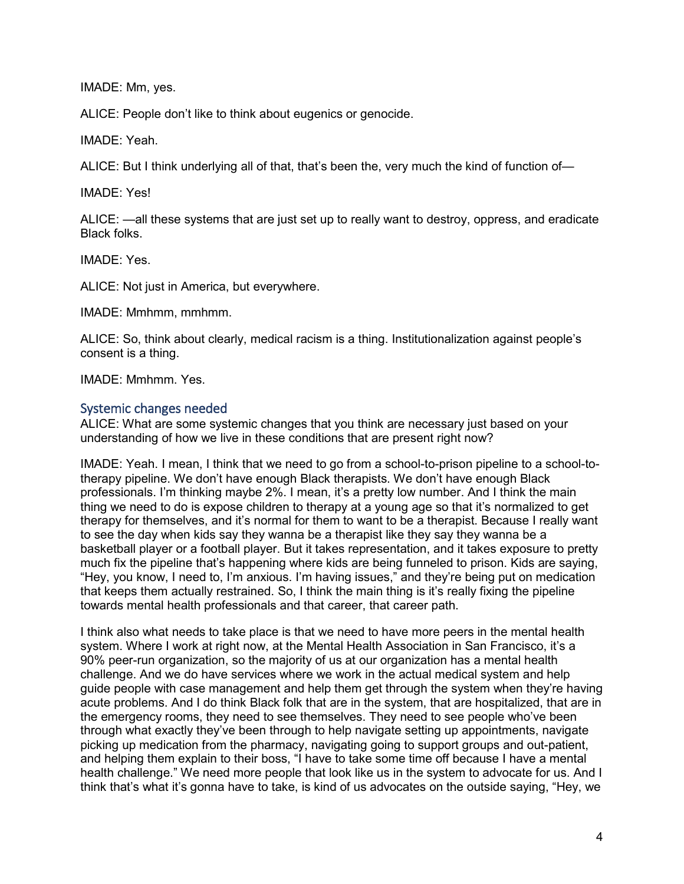IMADE: Mm, yes.

ALICE: People don't like to think about eugenics or genocide.

IMADE: Yeah.

ALICE: But I think underlying all of that, that's been the, very much the kind of function of—

IMADE: Yes!

ALICE: —all these systems that are just set up to really want to destroy, oppress, and eradicate Black folks.

IMADE: Yes.

ALICE: Not just in America, but everywhere.

IMADE: Mmhmm, mmhmm.

ALICE: So, think about clearly, medical racism is a thing. Institutionalization against people's consent is a thing.

IMADE: Mmhmm. Yes.

## Systemic changes needed

ALICE: What are some systemic changes that you think are necessary just based on your understanding of how we live in these conditions that are present right now?

IMADE: Yeah. I mean, I think that we need to go from a school-to-prison pipeline to a school-to-therapy pipeline. We don't have enough Black therapists. We don't have enough Black professionals. I'm thinking maybe 2%. I mean, it's a pretty low number. And I think the main thing we need to do is expose children to therapy at a young age so that it's normalized to get therapy for themselves, and it's normal for them to want to be a therapist. Because I really want to see the day when kids say they wanna be a therapist like they say they wanna be a basketball player or a football player. But it takes representation, and it takes exposure to pretty much fix the pipeline that's happening where kids are being funneled to prison. Kids are saying, "Hey, you know, I need to, I'm anxious. I'm having issues," and they're being put on medication that keeps them actually restrained. So, I think the main thing is it's really fixing the pipeline towards mental health professionals and that career, that career path.

I think also what needs to take place is that we need to have more peers in the mental health system. Where I work at right now, at the Mental Health Association in San Francisco, it's a 90% peer-run organization, so the majority of us at our organization has a mental health challenge. And we do have services where we work in the actual medical system and help guide people with case management and help them get through the system when they're having acute problems. And I do think Black folk that are in the system, that are hospitalized, that are in the emergency rooms, they need to see themselves. They need to see people who've been through what exactly they've been through to help navigate setting up appointments, navigate picking up medication from the pharmacy, navigating going to support groups and out-patient, and helping them explain to their boss, "I have to take some time off because I have a mental health challenge." We need more people that look like us in the system to advocate for us. And I think that's what it's gonna have to take, is kind of us advocates on the outside saying, "Hey, we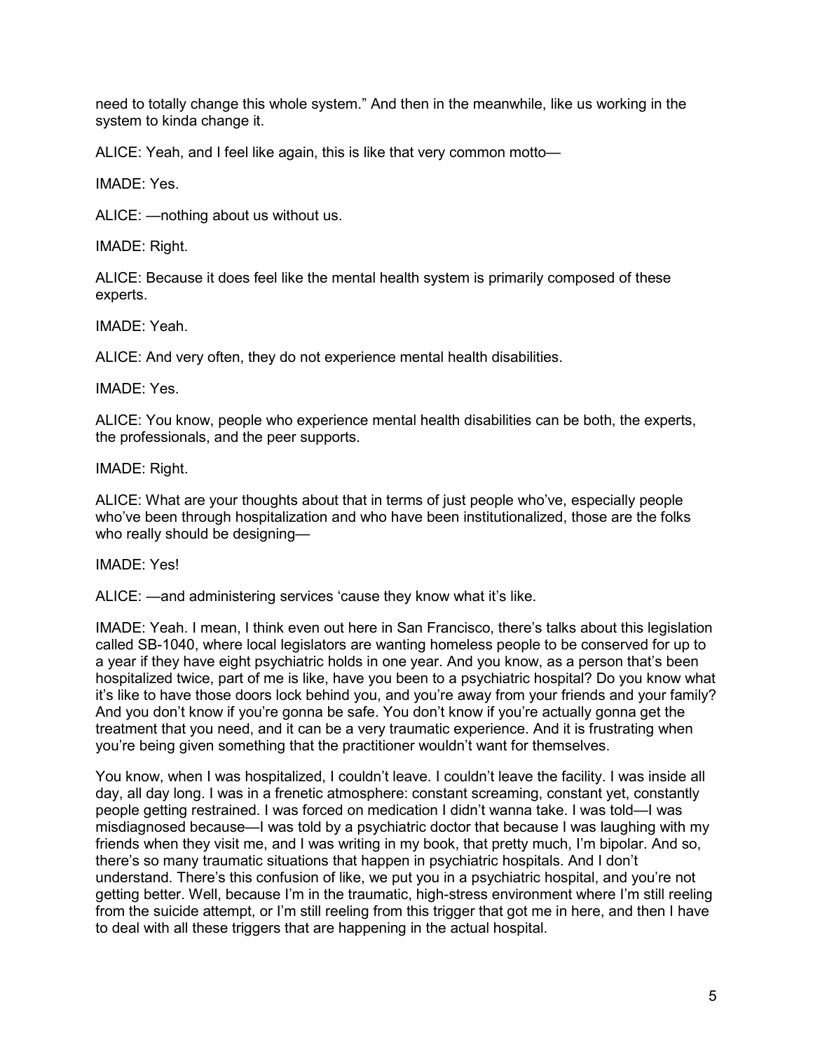need to totally change this whole system." And then in the meanwhile, like us working in the system to kinda change it.

ALICE: Yeah, and I feel like again, this is like that very common motto—

IMADE: Yes.

ALICE: —nothing about us without us.

IMADE: Right.

ALICE: Because it does feel like the mental health system is primarily composed of these experts.

IMADE: Yeah.

ALICE: And very often, they do not experience mental health disabilities.

IMADE: Yes.

ALICE: You know, people who experience mental health disabilities can be both, the experts, the professionals, and the peer supports.

IMADE: Right.

ALICE: What are your thoughts about that in terms of just people who've, especially people who've been through hospitalization and who have been institutionalized, those are the folks who really should be designing—

IMADE: Yes!

ALICE: —and administering services 'cause they know what it's like.

IMADE: Yeah. I mean, I think even out here in San Francisco, there's talks about this legislation called SB-1040, where local legislators are wanting homeless people to be conserved for up to a year if they have eight psychiatric holds in one year. And you know, as a person that's been hospitalized twice, part of me is like, have you been to a psychiatric hospital? Do you know what it's like to have those doors lock behind you, and you're away from your friends and your family? And you don't know if you're gonna be safe. You don't know if you're actually gonna get the treatment that you need, and it can be a very traumatic experience. And it is frustrating when you're being given something that the practitioner wouldn't want for themselves.

You know, when I was hospitalized, I couldn't leave. I couldn't leave the facility. I was inside all day, all day long. I was in a frenetic atmosphere: constant screaming, constant yet, constantly people getting restrained. I was forced on medication I didn't wanna take. I was told—I was misdiagnosed because—I was told by a psychiatric doctor that because I was laughing with my friends when they visit me, and I was writing in my book, that pretty much, I'm bipolar. And so, there's so many traumatic situations that happen in psychiatric hospitals. And I don't understand. There's this confusion of like, we put you in a psychiatric hospital, and you're not getting better. Well, because I'm in the traumatic, high-stress environment where I'm still reeling from the suicide attempt, or I'm still reeling from this trigger that got me in here, and then I have to deal with all these triggers that are happening in the actual hospital.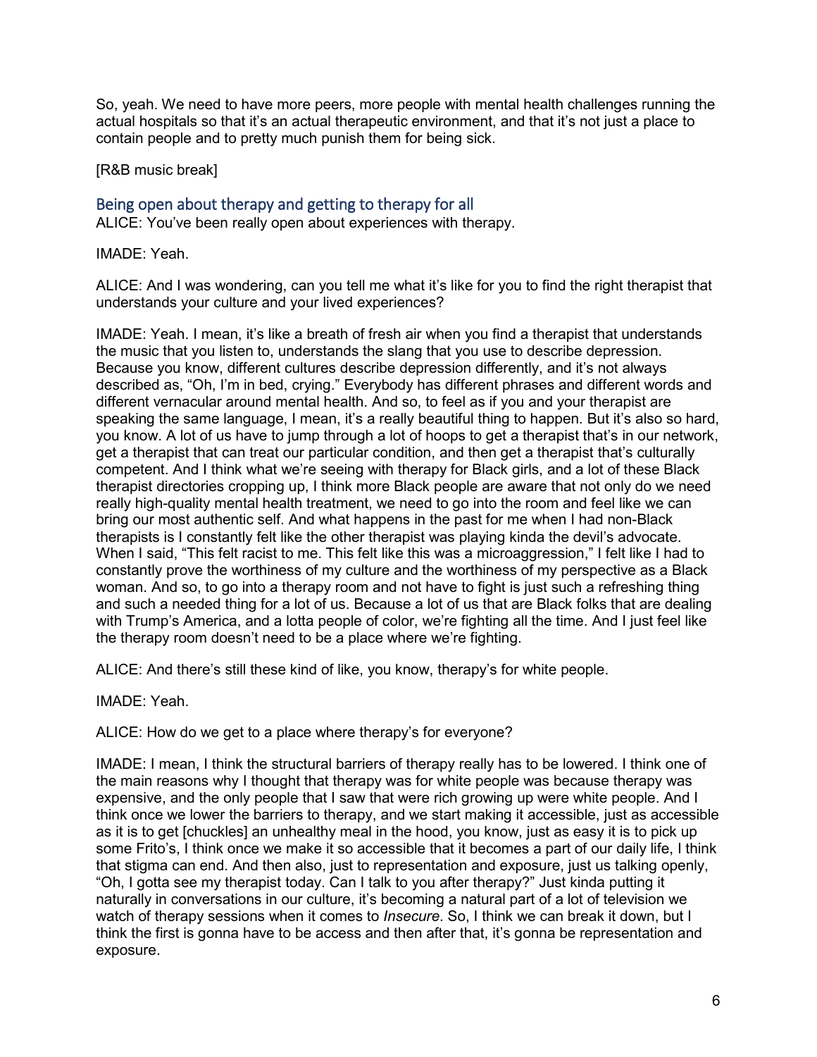So, yeah. We need to have more peers, more people with mental health challenges running the actual hospitals so that it's an actual therapeutic environment, and that it's not just a place to contain people and to pretty much punish them for being sick.

[R&B music break]

## Being open about therapy and getting to therapy for all

ALICE: You've been really open about experiences with therapy.

IMADE: Yeah.

ALICE: And I was wondering, can you tell me what it's like for you to find the right therapist that understands your culture and your lived experiences?

IMADE: Yeah. I mean, it's like a breath of fresh air when you find a therapist that understands the music that you listen to, understands the slang that you use to describe depression. Because you know, different cultures describe depression differently, and it's not always described as, "Oh, I'm in bed, crying." Everybody has different phrases and different words and different vernacular around mental health. And so, to feel as if you and your therapist are speaking the same language, I mean, it's a really beautiful thing to happen. But it's also so hard, you know. A lot of us have to jump through a lot of hoops to get a therapist that's in our network, get a therapist that can treat our particular condition, and then get a therapist that's culturally competent. And I think what we're seeing with therapy for Black girls, and a lot of these Black therapist directories cropping up, I think more Black people are aware that not only do we need really high-quality mental health treatment, we need to go into the room and feel like we can bring our most authentic self. And what happens in the past for me when I had non-Black therapists is I constantly felt like the other therapist was playing kinda the devil's advocate. When I said, "This felt racist to me. This felt like this was a microaggression," I felt like I had to constantly prove the worthiness of my culture and the worthiness of my perspective as a Black woman. And so, to go into a therapy room and not have to fight is just such a refreshing thing and such a needed thing for a lot of us. Because a lot of us that are Black folks that are dealing with Trump's America, and a lotta people of color, we're fighting all the time. And I just feel like the therapy room doesn't need to be a place where we're fighting.

ALICE: And there's still these kind of like, you know, therapy's for white people.

IMADE: Yeah.

ALICE: How do we get to a place where therapy's for everyone?

IMADE: I mean, I think the structural barriers of therapy really has to be lowered. I think one of the main reasons why I thought that therapy was for white people was because therapy was expensive, and the only people that I saw that were rich growing up were white people. And I think once we lower the barriers to therapy, and we start making it accessible, just as accessible as it is to get [chuckles] an unhealthy meal in the hood, you know, just as easy it is to pick up some Frito's, I think once we make it so accessible that it becomes a part of our daily life, I think that stigma can end. And then also, just to representation and exposure, just us talking openly, "Oh, I gotta see my therapist today. Can I talk to you after therapy?" Just kinda putting it naturally in conversations in our culture, it's becoming a natural part of a lot of television we watch of therapy sessions when it comes to *Insecure*. So, I think we can break it down, but I think the first is gonna have to be access and then after that, it's gonna be representation and exposure.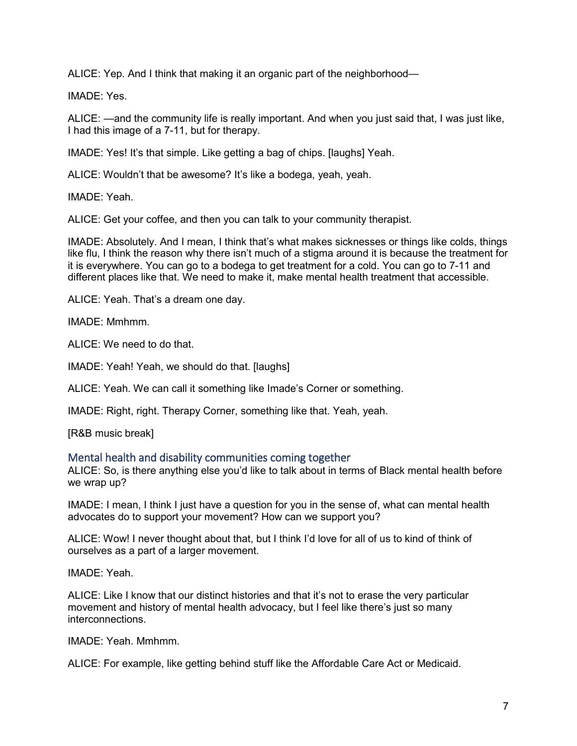ALICE: Yep. And I think that making it an organic part of the neighborhood—

IMADE: Yes.

ALICE: —and the community life is really important. And when you just said that, I was just like, I had this image of a 7-11, but for therapy.

IMADE: Yes! It's that simple. Like getting a bag of chips. [laughs] Yeah.

ALICE: Wouldn't that be awesome? It's like a bodega, yeah, yeah.

IMADE: Yeah.

ALICE: Get your coffee, and then you can talk to your community therapist.

IMADE: Absolutely. And I mean, I think that's what makes sicknesses or things like colds, things like flu, I think the reason why there isn't much of a stigma around it is because the treatment for it is everywhere. You can go to a bodega to get treatment for a cold. You can go to 7-11 and different places like that. We need to make it, make mental health treatment that accessible.

ALICE: Yeah. That's a dream one day.

IMADE: Mmhmm.

ALICE: We need to do that.

IMADE: Yeah! Yeah, we should do that. [laughs]

ALICE: Yeah. We can call it something like Imade's Corner or something.

IMADE: Right, right. Therapy Corner, something like that. Yeah, yeah.

[R&B music break]

## Mental health and disability communities coming together

ALICE: So, is there anything else you'd like to talk about in terms of Black mental health before we wrap up?

IMADE: I mean, I think I just have a question for you in the sense of, what can mental health advocates do to support your movement? How can we support you?

ALICE: Wow! I never thought about that, but I think I'd love for all of us to kind of think of ourselves as a part of a larger movement.

IMADE: Yeah.

ALICE: Like I know that our distinct histories and that it's not to erase the very particular movement and history of mental health advocacy, but I feel like there's just so many interconnections.

IMADE: Yeah. Mmhmm.

ALICE: For example, like getting behind stuff like the Affordable Care Act or Medicaid.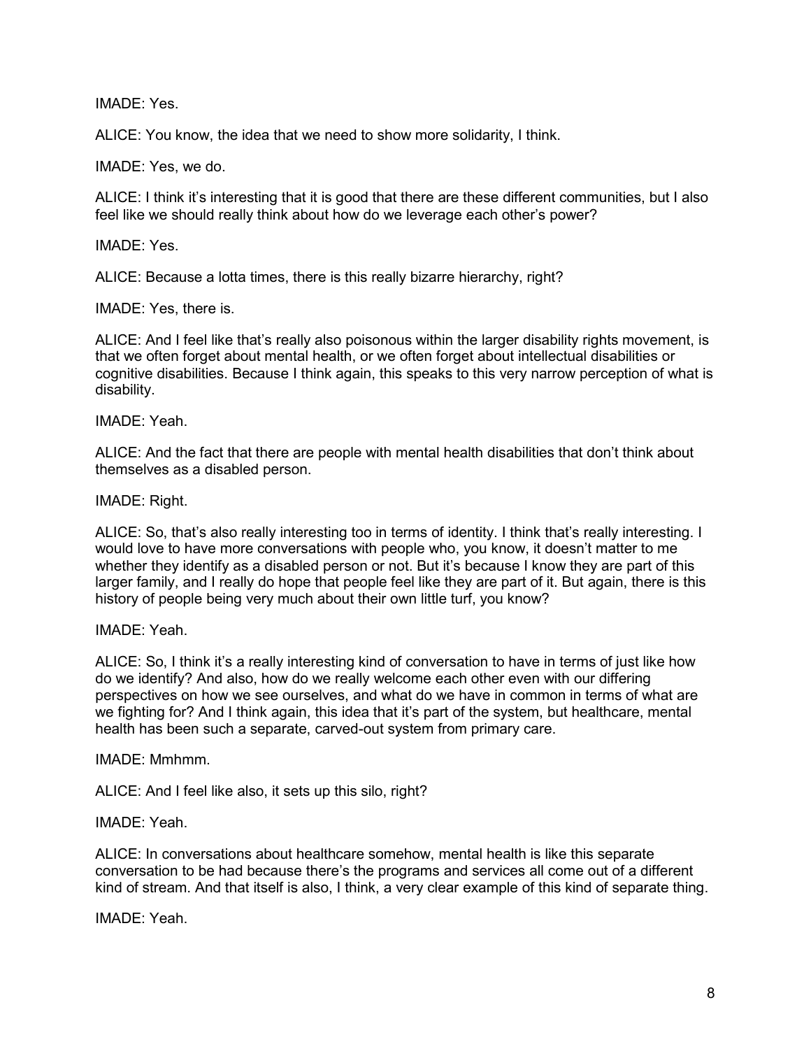IMADE: Yes.

ALICE: You know, the idea that we need to show more solidarity, I think.

IMADE: Yes, we do.

ALICE: I think it's interesting that it is good that there are these different communities, but I also feel like we should really think about how do we leverage each other's power?

IMADE: Yes.

ALICE: Because a lotta times, there is this really bizarre hierarchy, right?

IMADE: Yes, there is.

ALICE: And I feel like that's really also poisonous within the larger disability rights movement, is that we often forget about mental health, or we often forget about intellectual disabilities or cognitive disabilities. Because I think again, this speaks to this very narrow perception of what is disability.

IMADE: Yeah.

ALICE: And the fact that there are people with mental health disabilities that don't think about themselves as a disabled person.

IMADE: Right.

ALICE: So, that's also really interesting too in terms of identity. I think that's really interesting. I would love to have more conversations with people who, you know, it doesn't matter to me whether they identify as a disabled person or not. But it's because I know they are part of this larger family, and I really do hope that people feel like they are part of it. But again, there is this history of people being very much about their own little turf, you know?

IMADE: Yeah.

ALICE: So, I think it's a really interesting kind of conversation to have in terms of just like how do we identify? And also, how do we really welcome each other even with our differing perspectives on how we see ourselves, and what do we have in common in terms of what are we fighting for? And I think again, this idea that it's part of the system, but healthcare, mental health has been such a separate, carved-out system from primary care.

IMADE: Mmhmm.

ALICE: And I feel like also, it sets up this silo, right?

IMADE: Yeah.

ALICE: In conversations about healthcare somehow, mental health is like this separate conversation to be had because there's the programs and services all come out of a different kind of stream. And that itself is also, I think, a very clear example of this kind of separate thing.

IMADE: Yeah.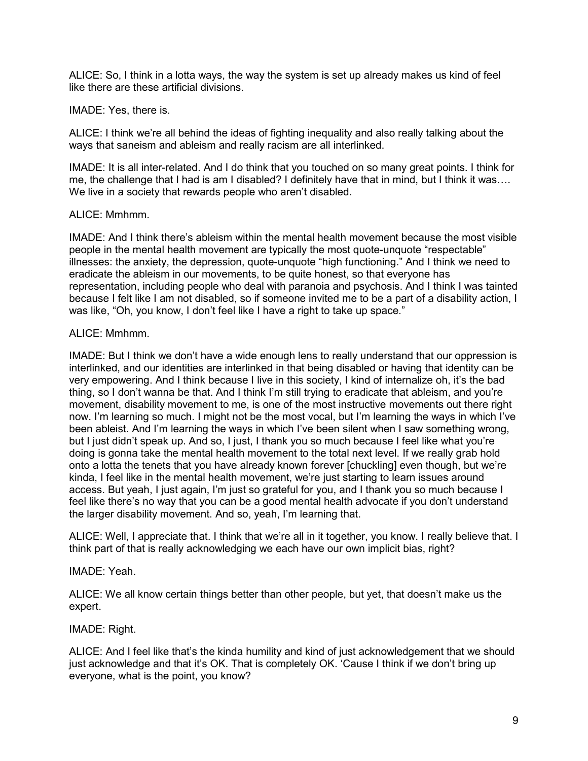ALICE: So, I think in a lotta ways, the way the system is set up already makes us kind of feel like there are these artificial divisions.

IMADE: Yes, there is.

ALICE: I think we're all behind the ideas of fighting inequality and also really talking about the ways that saneism and ableism and really racism are all interlinked.

IMADE: It is all inter-related. And I do think that you touched on so many great points. I think for me, the challenge that I had is am I disabled? I definitely have that in mind, but I think it was…. We live in a society that rewards people who aren't disabled.

ALICE: Mmhmm.

IMADE: And I think there's ableism within the mental health movement because the most visible people in the mental health movement are typically the most quote-unquote "respectable" illnesses: the anxiety, the depression, quote-unquote "high functioning." And I think we need to eradicate the ableism in our movements, to be quite honest, so that everyone has representation, including people who deal with paranoia and psychosis. And I think I was tainted because I felt like I am not disabled, so if someone invited me to be a part of a disability action, I was like, "Oh, you know, I don't feel like I have a right to take up space."

ALICE: Mmhmm.

IMADE: But I think we don't have a wide enough lens to really understand that our oppression is interlinked, and our identities are interlinked in that being disabled or having that identity can be very empowering. And I think because I live in this society, I kind of internalize oh, it's the bad thing, so I don't wanna be that. And I think I'm still trying to eradicate that ableism, and you're movement, disability movement to me, is one of the most instructive movements out there right now. I'm learning so much. I might not be the most vocal, but I'm learning the ways in which I've been ableist. And I'm learning the ways in which I've been silent when I saw something wrong, but I just didn't speak up. And so, I just, I thank you so much because I feel like what you're doing is gonna take the mental health movement to the total next level. If we really grab hold onto a lotta the tenets that you have already known forever [chuckling] even though, but we're kinda, I feel like in the mental health movement, we're just starting to learn issues around access. But yeah, I just again, I'm just so grateful for you, and I thank you so much because I feel like there's no way that you can be a good mental health advocate if you don't understand the larger disability movement. And so, yeah, I'm learning that.

ALICE: Well, I appreciate that. I think that we're all in it together, you know. I really believe that. I think part of that is really acknowledging we each have our own implicit bias, right?

IMADE: Yeah.

ALICE: We all know certain things better than other people, but yet, that doesn't make us the expert.

IMADE: Right.

ALICE: And I feel like that's the kinda humility and kind of just acknowledgement that we should just acknowledge and that it's OK. That is completely OK. 'Cause I think if we don't bring up everyone, what is the point, you know?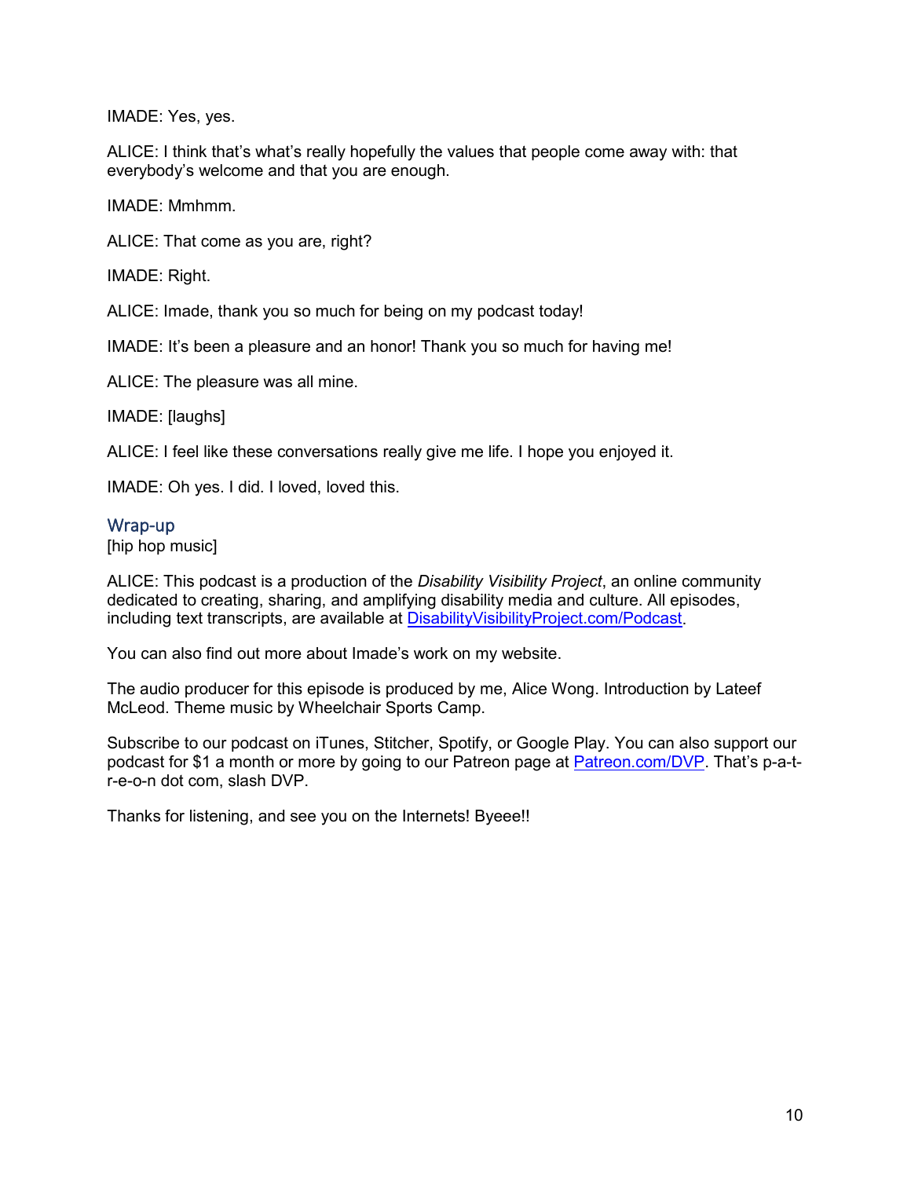IMADE: Yes, yes.

ALICE: I think that's what's really hopefully the values that people come away with: that everybody's welcome and that you are enough.

IMADE: Mmhmm.

ALICE: That come as you are, right?

IMADE: Right.

ALICE: Imade, thank you so much for being on my podcast today!

IMADE: It's been a pleasure and an honor! Thank you so much for having me!

ALICE: The pleasure was all mine.

IMADE: [laughs]

ALICE: I feel like these conversations really give me life. I hope you enjoyed it.

IMADE: Oh yes. I did. I loved, loved this.

## Wrap-up

[hip hop music]

ALICE: This podcast is a production of the *Disability Visibility Project*, an online community dedicated to creating, sharing, and amplifying disability media and culture. All episodes, including text transcripts, are available at [DisabilityVisibilityProject.com/Podcast](DisabilityVisibilityProject.com/Podcast).

You can also find out more about Imade's work on my website.

The audio producer for this episode is produced by me, Alice Wong. Introduction by Lateef McLeod. Theme music by Wheelchair Sports Camp.

Subscribe to our podcast on iTunes, Stitcher, Spotify, or Google Play. You can also support our podcast for $1 a month or more by going to our Patreon page at [Patreon.com/DVP](Patreon.com/DVP). That's p-a-t-r-e-o-n dot com, slash DVP.

Thanks for listening, and see you on the Internets! Byeee!!